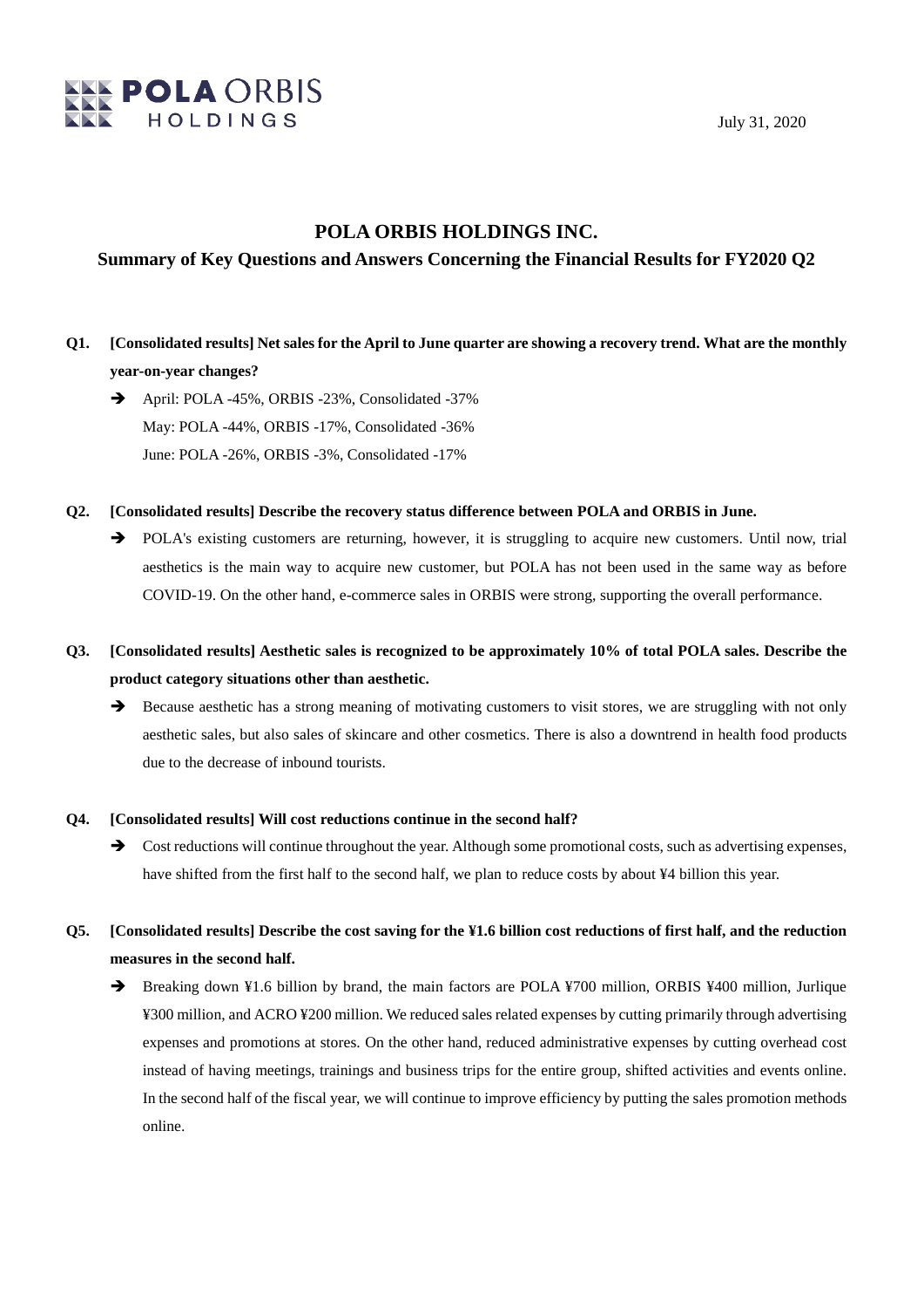POLA ORBIS HOLDINGS

July 31, 2020

# POLA ORBIS HOLDINGS INC.

## Summary of Key Questions and Answers Concerning the Financial Results for FY2020 Q2

**Q1. [Consolidated results] Net sales for the April to June quarter are showing a recovery trend. What are the monthly year-on-year changes?**

➔ April: POLA -45%, ORBIS -23%, Consolidated -37%
May: POLA -44%, ORBIS -17%, Consolidated -36%
June: POLA -26%, ORBIS -3%, Consolidated -17%

**Q2. [Consolidated results] Describe the recovery status difference between POLA and ORBIS in June.**

➔ POLA's existing customers are returning, however, it is struggling to acquire new customers. Until now, trial aesthetics is the main way to acquire new customer, but POLA has not been used in the same way as before COVID-19. On the other hand, e-commerce sales in ORBIS were strong, supporting the overall performance.

**Q3. [Consolidated results] Aesthetic sales is recognized to be approximately 10% of total POLA sales. Describe the product category situations other than aesthetic.**

➔ Because aesthetic has a strong meaning of motivating customers to visit stores, we are struggling with not only aesthetic sales, but also sales of skincare and other cosmetics. There is also a downtrend in health food products due to the decrease of inbound tourists.

**Q4. [Consolidated results] Will cost reductions continue in the second half?**

➔ Cost reductions will continue throughout the year. Although some promotional costs, such as advertising expenses, have shifted from the first half to the second half, we plan to reduce costs by about ¥4 billion this year.

**Q5. [Consolidated results] Describe the cost saving for the ¥1.6 billion cost reductions of first half, and the reduction measures in the second half.**

➔ Breaking down ¥1.6 billion by brand, the main factors are POLA ¥700 million, ORBIS ¥400 million, Jurlique ¥300 million, and ACRO ¥200 million. We reduced sales related expenses by cutting primarily through advertising expenses and promotions at stores. On the other hand, reduced administrative expenses by cutting overhead cost instead of having meetings, trainings and business trips for the entire group, shifted activities and events online. In the second half of the fiscal year, we will continue to improve efficiency by putting the sales promotion methods online.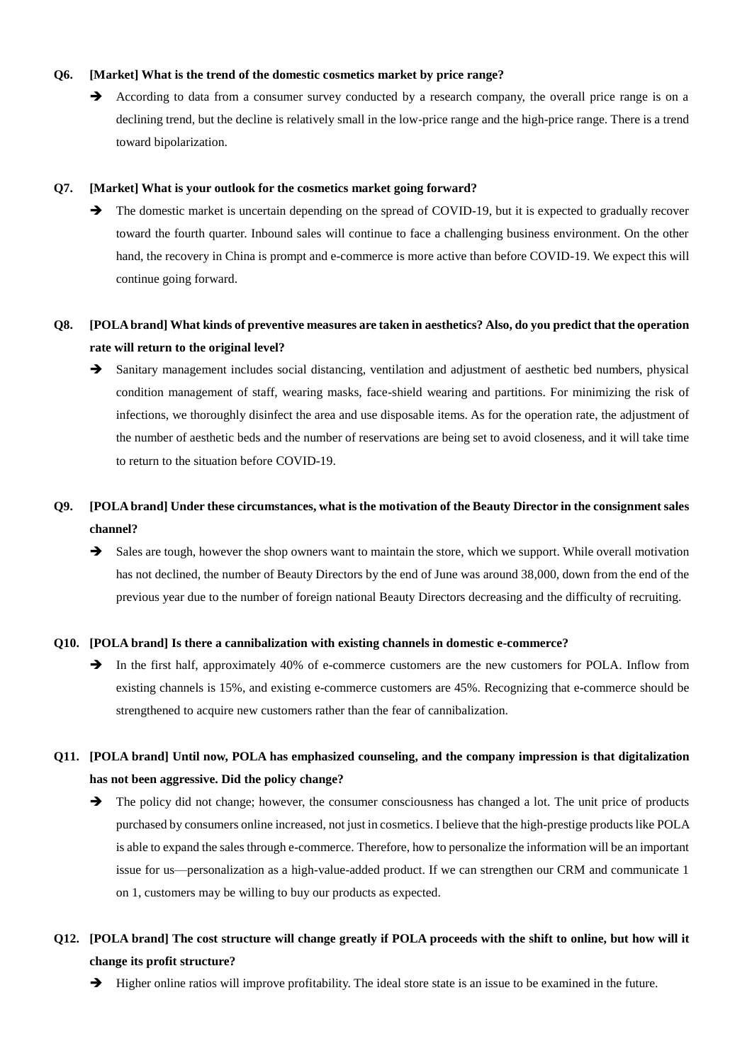**Q6. [Market] What is the trend of the domestic cosmetics market by price range?**

➔ According to data from a consumer survey conducted by a research company, the overall price range is on a declining trend, but the decline is relatively small in the low-price range and the high-price range. There is a trend toward bipolarization.

**Q7. [Market] What is your outlook for the cosmetics market going forward?**

➔ The domestic market is uncertain depending on the spread of COVID-19, but it is expected to gradually recover toward the fourth quarter. Inbound sales will continue to face a challenging business environment. On the other hand, the recovery in China is prompt and e-commerce is more active than before COVID-19. We expect this will continue going forward.

**Q8. [POLA brand] What kinds of preventive measures are taken in aesthetics? Also, do you predict that the operation rate will return to the original level?**

➔ Sanitary management includes social distancing, ventilation and adjustment of aesthetic bed numbers, physical condition management of staff, wearing masks, face-shield wearing and partitions. For minimizing the risk of infections, we thoroughly disinfect the area and use disposable items. As for the operation rate, the adjustment of the number of aesthetic beds and the number of reservations are being set to avoid closeness, and it will take time to return to the situation before COVID-19.

**Q9. [POLA brand] Under these circumstances, what is the motivation of the Beauty Director in the consignment sales channel?**

➔ Sales are tough, however the shop owners want to maintain the store, which we support. While overall motivation has not declined, the number of Beauty Directors by the end of June was around 38,000, down from the end of the previous year due to the number of foreign national Beauty Directors decreasing and the difficulty of recruiting.

**Q10. [POLA brand] Is there a cannibalization with existing channels in domestic e-commerce?**

➔ In the first half, approximately 40% of e-commerce customers are the new customers for POLA. Inflow from existing channels is 15%, and existing e-commerce customers are 45%. Recognizing that e-commerce should be strengthened to acquire new customers rather than the fear of cannibalization.

**Q11. [POLA brand] Until now, POLA has emphasized counseling, and the company impression is that digitalization has not been aggressive. Did the policy change?**

➔ The policy did not change; however, the consumer consciousness has changed a lot. The unit price of products purchased by consumers online increased, not just in cosmetics. I believe that the high-prestige products like POLA is able to expand the sales through e-commerce. Therefore, how to personalize the information will be an important issue for us—personalization as a high-value-added product. If we can strengthen our CRM and communicate 1 on 1, customers may be willing to buy our products as expected.

**Q12. [POLA brand] The cost structure will change greatly if POLA proceeds with the shift to online, but how will it change its profit structure?**

➔ Higher online ratios will improve profitability. The ideal store state is an issue to be examined in the future.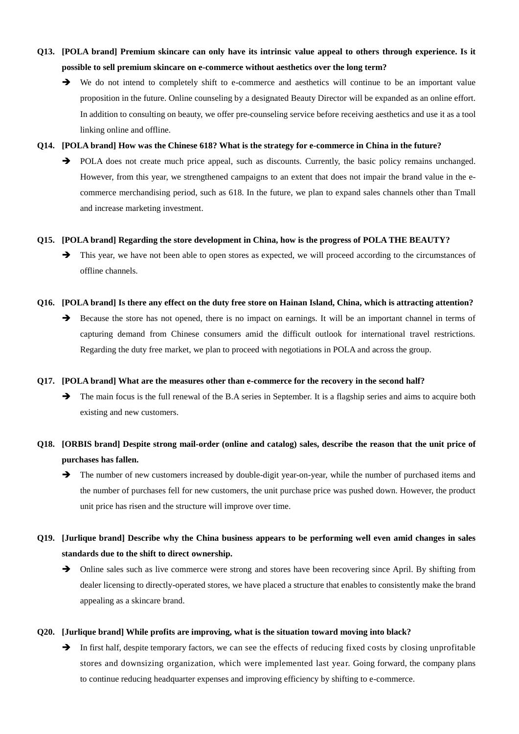**Q13. [POLA brand] Premium skincare can only have its intrinsic value appeal to others through experience. Is it possible to sell premium skincare on e-commerce without aesthetics over the long term?**

➔ We do not intend to completely shift to e-commerce and aesthetics will continue to be an important value proposition in the future. Online counseling by a designated Beauty Director will be expanded as an online effort. In addition to consulting on beauty, we offer pre-counseling service before receiving aesthetics and use it as a tool linking online and offline.

**Q14. [POLA brand] How was the Chinese 618? What is the strategy for e-commerce in China in the future?**

➔ POLA does not create much price appeal, such as discounts. Currently, the basic policy remains unchanged. However, from this year, we strengthened campaigns to an extent that does not impair the brand value in the e-commerce merchandising period, such as 618. In the future, we plan to expand sales channels other than Tmall and increase marketing investment.

**Q15. [POLA brand] Regarding the store development in China, how is the progress of POLA THE BEAUTY?**

➔ This year, we have not been able to open stores as expected, we will proceed according to the circumstances of offline channels.

**Q16. [POLA brand] Is there any effect on the duty free store on Hainan Island, China, which is attracting attention?**

➔ Because the store has not opened, there is no impact on earnings. It will be an important channel in terms of capturing demand from Chinese consumers amid the difficult outlook for international travel restrictions. Regarding the duty free market, we plan to proceed with negotiations in POLA and across the group.

**Q17. [POLA brand] What are the measures other than e-commerce for the recovery in the second half?**

➔ The main focus is the full renewal of the B.A series in September. It is a flagship series and aims to acquire both existing and new customers.

**Q18. [ORBIS brand] Despite strong mail-order (online and catalog) sales, describe the reason that the unit price of purchases has fallen.**

➔ The number of new customers increased by double-digit year-on-year, while the number of purchased items and the number of purchases fell for new customers, the unit purchase price was pushed down. However, the product unit price has risen and the structure will improve over time.

**Q19. [Jurlique brand] Describe why the China business appears to be performing well even amid changes in sales standards due to the shift to direct ownership.**

➔ Online sales such as live commerce were strong and stores have been recovering since April. By shifting from dealer licensing to directly-operated stores, we have placed a structure that enables to consistently make the brand appealing as a skincare brand.

**Q20. [Jurlique brand] While profits are improving, what is the situation toward moving into black?**

➔ In first half, despite temporary factors, we can see the effects of reducing fixed costs by closing unprofitable stores and downsizing organization, which were implemented last year. Going forward, the company plans to continue reducing headquarter expenses and improving efficiency by shifting to e-commerce.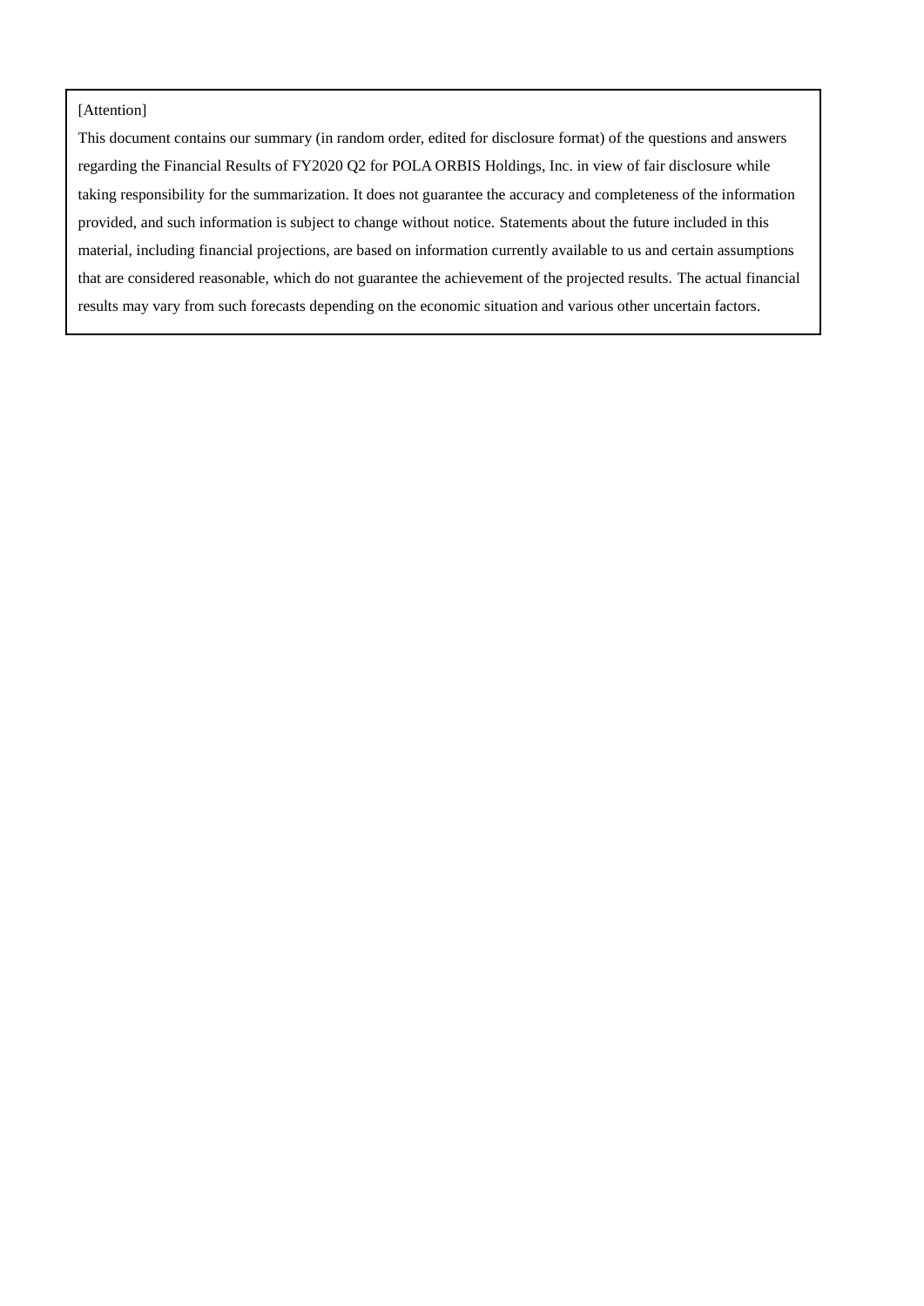[Attention]

This document contains our summary (in random order, edited for disclosure format) of the questions and answers regarding the Financial Results of FY2020 Q2 for POLA ORBIS Holdings, Inc. in view of fair disclosure while taking responsibility for the summarization. It does not guarantee the accuracy and completeness of the information provided, and such information is subject to change without notice. Statements about the future included in this material, including financial projections, are based on information currently available to us and certain assumptions that are considered reasonable, which do not guarantee the achievement of the projected results. The actual financial results may vary from such forecasts depending on the economic situation and various other uncertain factors.